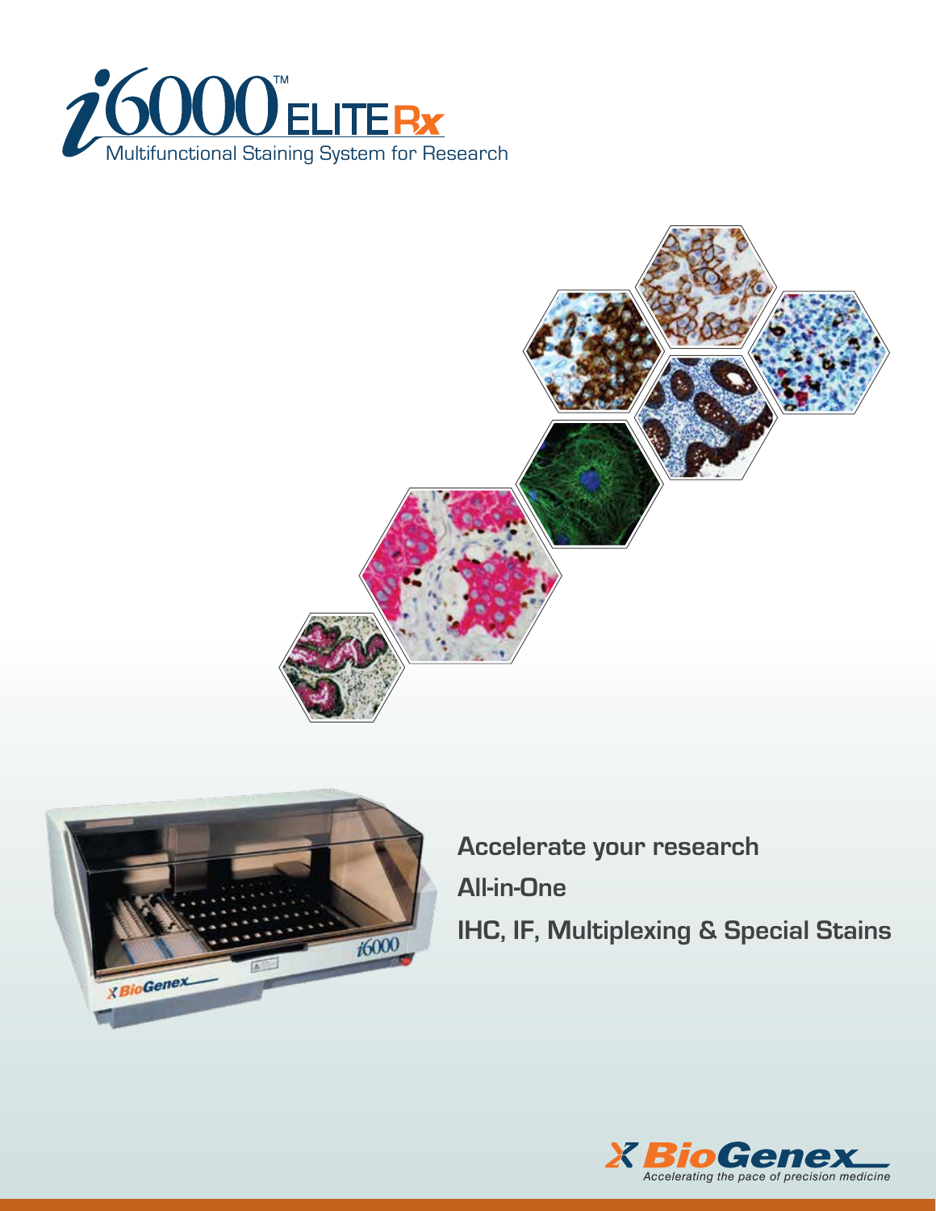# i6000™ ELITE Rx

Multifunctional Staining System for Research

**Accelerate your research**

**All-in-One**

**IHC, IF, Multiplexing & Special Stains**

BioGenex

*Accelerating the pace of precision medicine*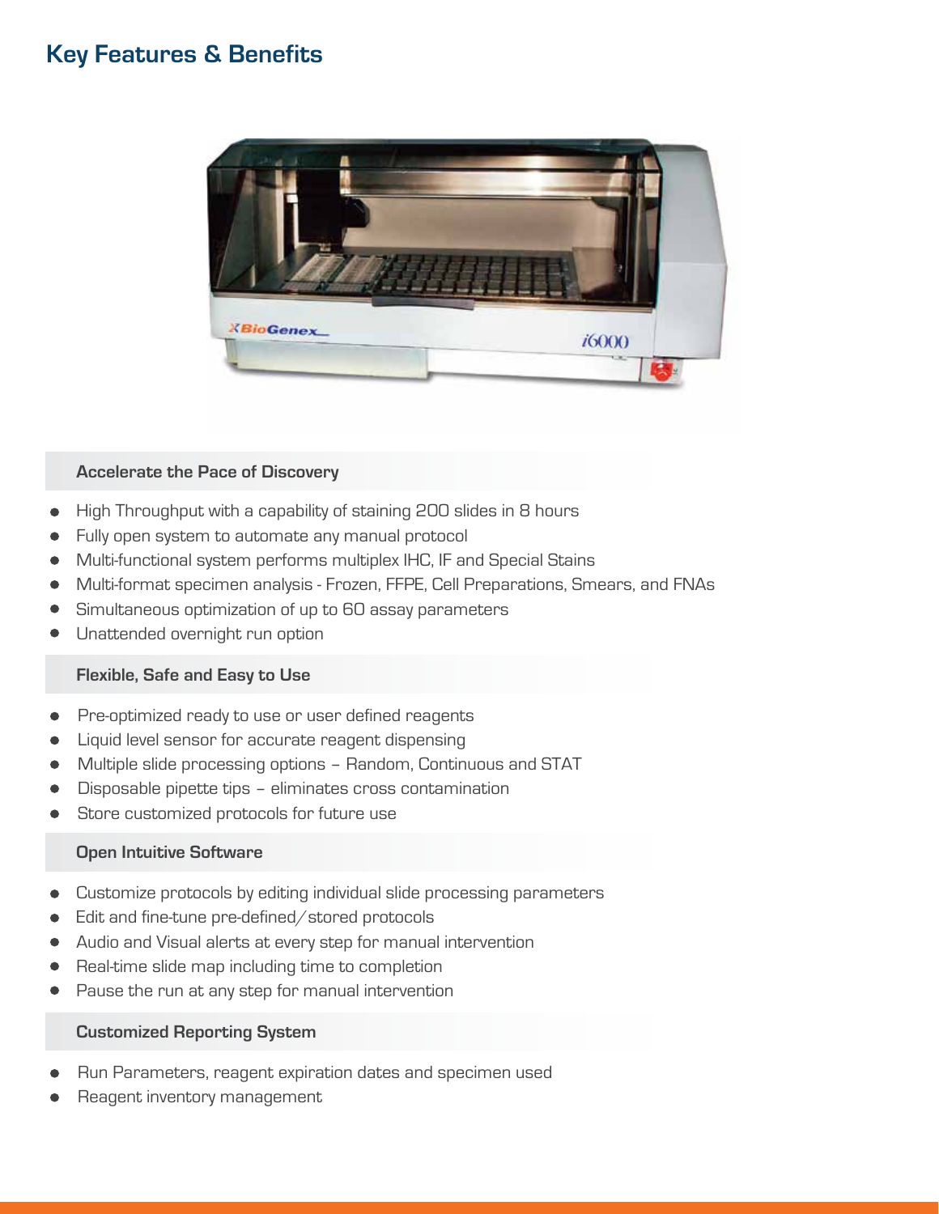## Key Features & Benefits

### Accelerate the Pace of Discovery

- High Throughput with a capability of staining 200 slides in 8 hours
- Fully open system to automate any manual protocol
- Multi-functional system performs multiplex IHC, IF and Special Stains
- Multi-format specimen analysis - Frozen, FFPE, Cell Preparations, Smears, and FNAs
- Simultaneous optimization of up to 60 assay parameters
- Unattended overnight run option

### Flexible, Safe and Easy to Use

- Pre-optimized ready to use or user defined reagents
- Liquid level sensor for accurate reagent dispensing
- Multiple slide processing options – Random, Continuous and STAT
- Disposable pipette tips – eliminates cross contamination
- Store customized protocols for future use

### Open Intuitive Software

- Customize protocols by editing individual slide processing parameters
- Edit and fine-tune pre-defined/stored protocols
- Audio and Visual alerts at every step for manual intervention
- Real-time slide map including time to completion
- Pause the run at any step for manual intervention

### Customized Reporting System

- Run Parameters, reagent expiration dates and specimen used
- Reagent inventory management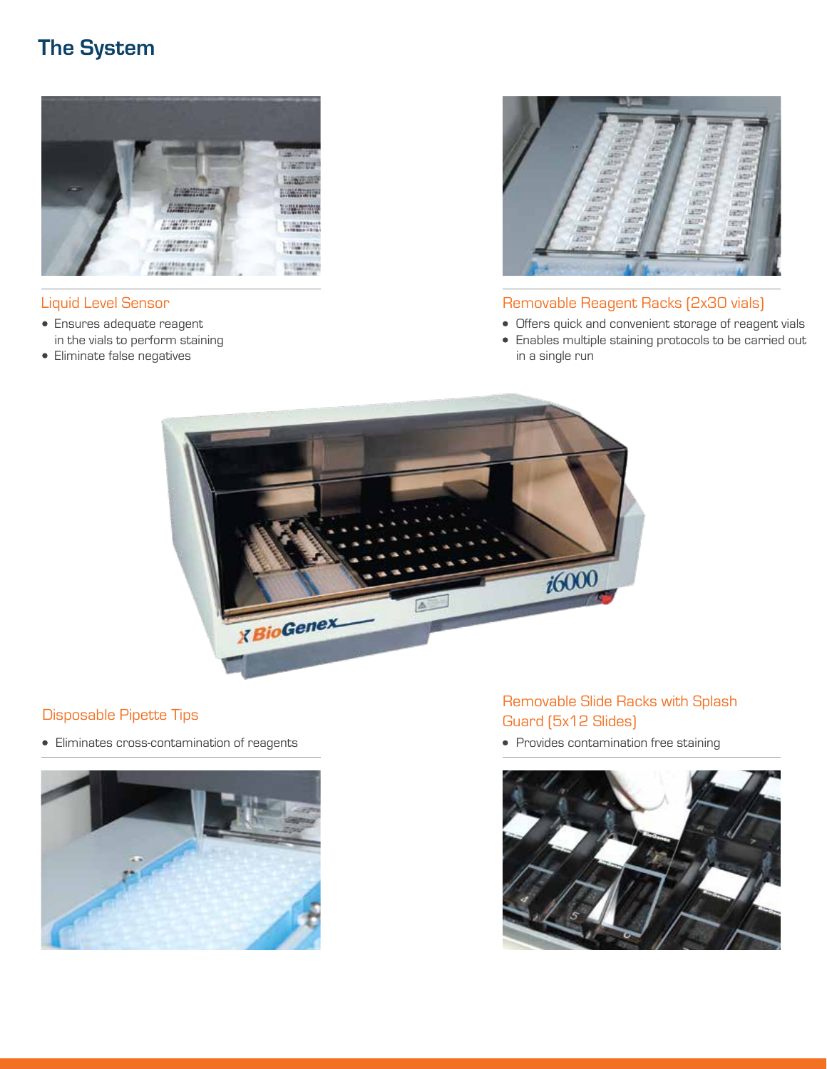## The System

### Liquid Level Sensor

- Ensures adequate reagent in the vials to perform staining
- Eliminate false negatives

### Removable Reagent Racks (2x30 vials)

- Offers quick and convenient storage of reagent vials
- Enables multiple staining protocols to be carried out in a single run

### Disposable Pipette Tips

- Eliminates cross-contamination of reagents

### Removable Slide Racks with Splash Guard (5x12 Slides)

- Provides contamination free staining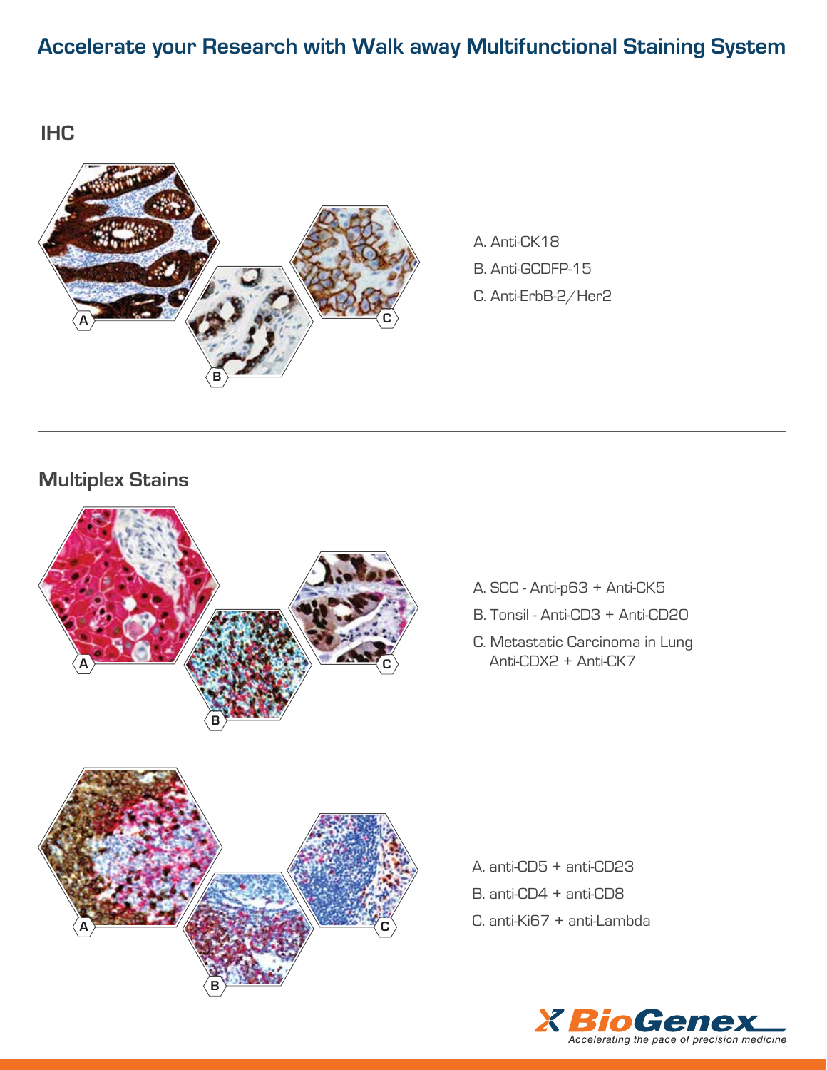# Accelerate your Research with Walk away Multifunctional Staining System

## IHC

A. Anti-CK18

B. Anti-GCDFP-15

C. Anti-ErbB-2/Her2

## Multiplex Stains

A. SCC - Anti-p63 + Anti-CK5

B. Tonsil - Anti-CD3 + Anti-CD20

C. Metastatic Carcinoma in Lung
Anti-CDX2 + Anti-CK7

A. anti-CD5 + anti-CD23

B. anti-CD4 + anti-CD8

C. anti-Ki67 + anti-Lambda

BioGenex
*Accelerating the pace of precision medicine*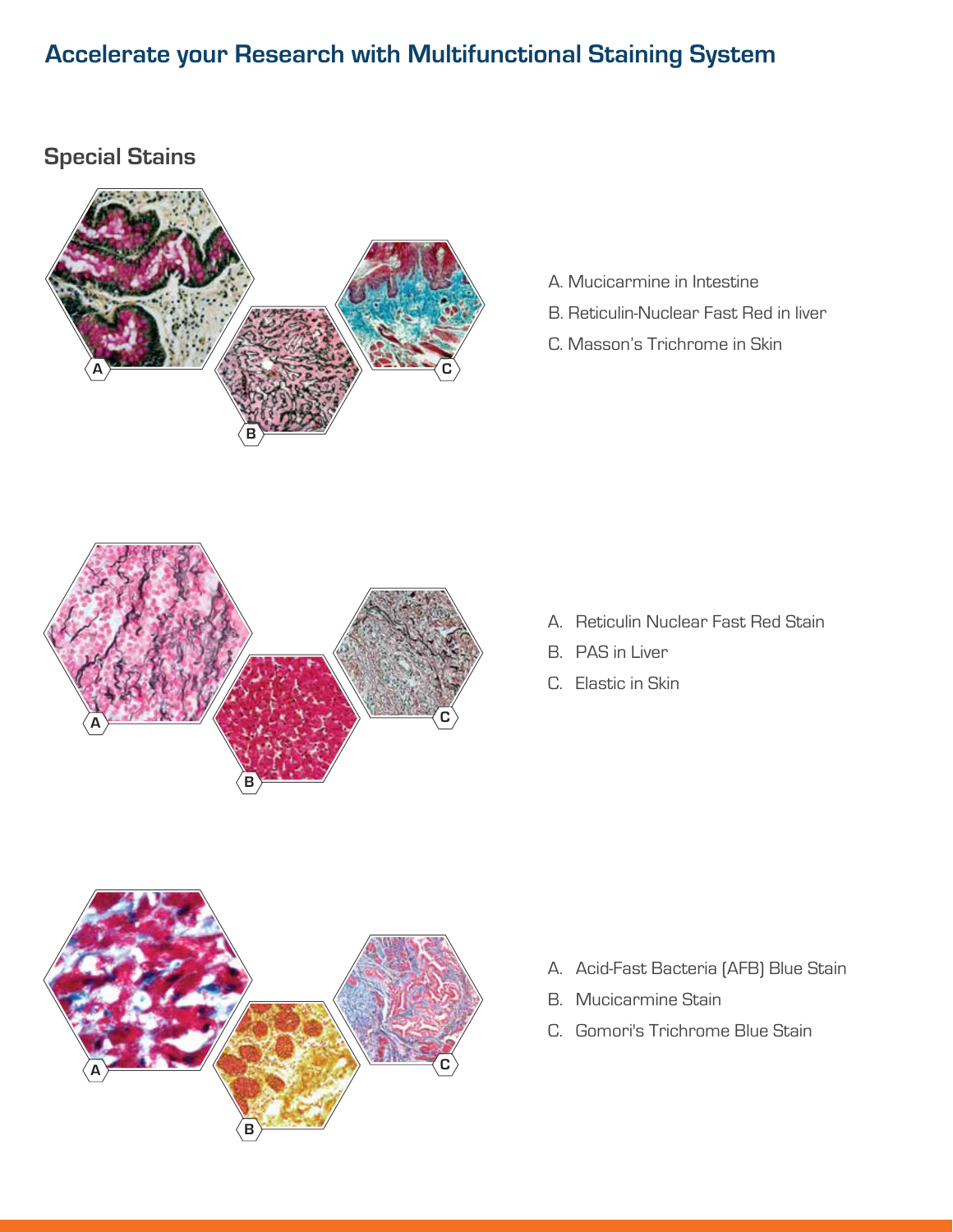# Accelerate your Research with Multifunctional Staining System

## Special Stains

A. Mucicarmine in Intestine
B. Reticulin-Nuclear Fast Red in liver
C. Masson's Trichrome in Skin

A. Reticulin Nuclear Fast Red Stain
B. PAS in Liver
C. Elastic in Skin

A. Acid-Fast Bacteria (AFB) Blue Stain
B. Mucicarmine Stain
C. Gomori's Trichrome Blue Stain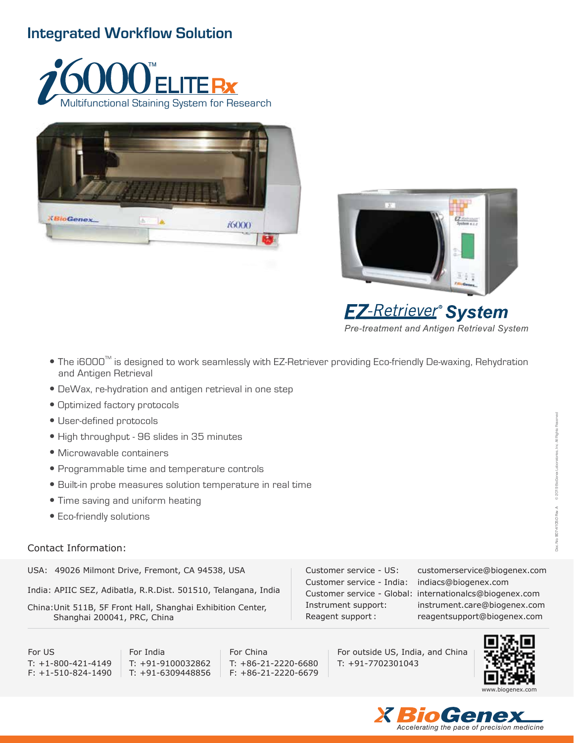## Integrated Workflow Solution

# i6000™ ELITE Rx

Multifunctional Staining System for Research

**EZ-Retriever® System**

*Pre-treatment and Antigen Retrieval System*

- The i6000™ is designed to work seamlessly with EZ-Retriever providing Eco-friendly De-waxing, Rehydration and Antigen Retrieval
- DeWax, re-hydration and antigen retrieval in one step
- Optimized factory protocols
- User-defined protocols
- High throughput - 96 slides in 35 minutes
- Microwavable containers
- Programmable time and temperature controls
- Built-in probe measures solution temperature in real time
- Time saving and uniform heating
- Eco-friendly solutions

Contact Information:

USA: 49026 Milmont Drive, Fremont, CA 94538, USA

India: APIIC SEZ, Adibatla, R.R.Dist. 501510, Telangana, India

China: Unit 511B, 5F Front Hall, Shanghai Exhibition Center, Shanghai 200041, PRC, China

| | |
|---|---|
| Customer service - US: | customerservice@biogenex.com |
| Customer service - India: | indiacs@biogenex.com |
| Customer service - Global: | internationalcs@biogenex.com |
| Instrument support: | instrument.care@biogenex.com |
| Reagent support : | reagentsupport@biogenex.com |

For US
T: +1-800-421-4149
F: +1-510-824-1490

For India
T: +91-9100032862
T: +91-6309448856

For China
T: +86-21-2220-6680
F: +86-21-2220-6679

For outside US, India, and China
T: +91-7702301043

www.biogenex.com

BioGenex
*Accelerating the pace of precision medicine*

Doc. No 907-4105.0 Rev. A © 2019 BioGenex Laboratories, Inc All Rights Reserved